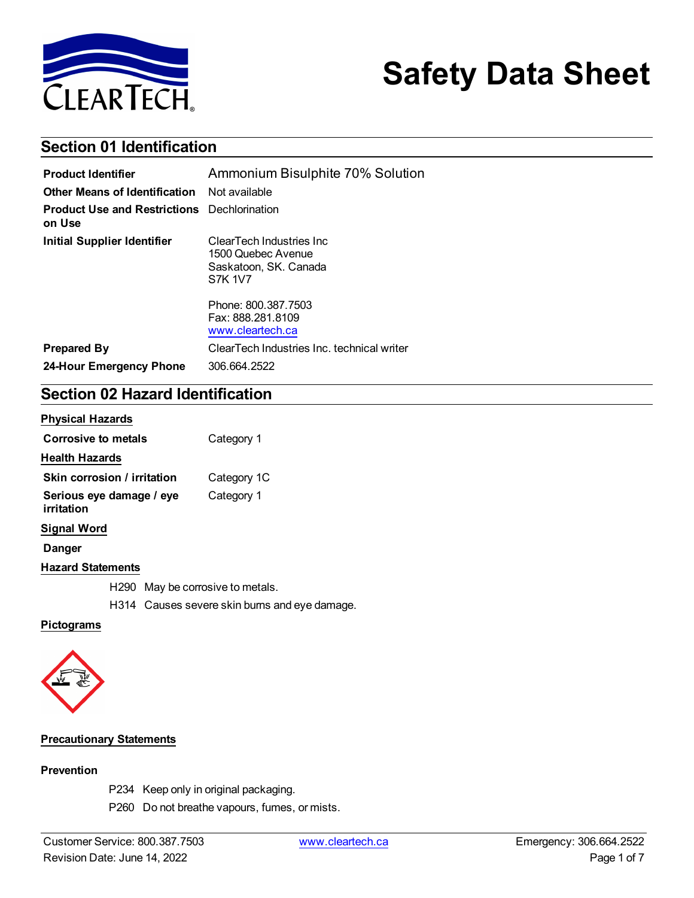# Safety Data Sheet

## Section 01 Identification

| | |
|---|---|
| **Product Identifier** | Ammonium Bisulphite 70% Solution |
| **Other Means of Identification** | Not available |
| **Product Use and Restrictions on Use** | Dechlorination |
| **Initial Supplier Identifier** | ClearTech Industries Inc<br>1500 Quebec Avenue<br>Saskatoon, SK. Canada<br>S7K 1V7<br><br>Phone: 800.387.7503<br>Fax: 888.281.8109<br>www.cleartech.ca |
| **Prepared By** | ClearTech Industries Inc. technical writer |
| **24-Hour Emergency Phone** | 306.664.2522 |

## Section 02 Hazard Identification

**Physical Hazards**

| | |
|---|---|
| **Corrosive to metals** | Category 1 |

**Health Hazards**

| | |
|---|---|
| **Skin corrosion / irritation** | Category 1C |
| **Serious eye damage / eye irritation** | Category 1 |

**Signal Word**

**Danger**

**Hazard Statements**

H290 May be corrosive to metals.

H314 Causes severe skin burns and eye damage.

**Pictograms**

**Precautionary Statements**

**Prevention**

P234 Keep only in original packaging.

P260 Do not breathe vapours, fumes, or mists.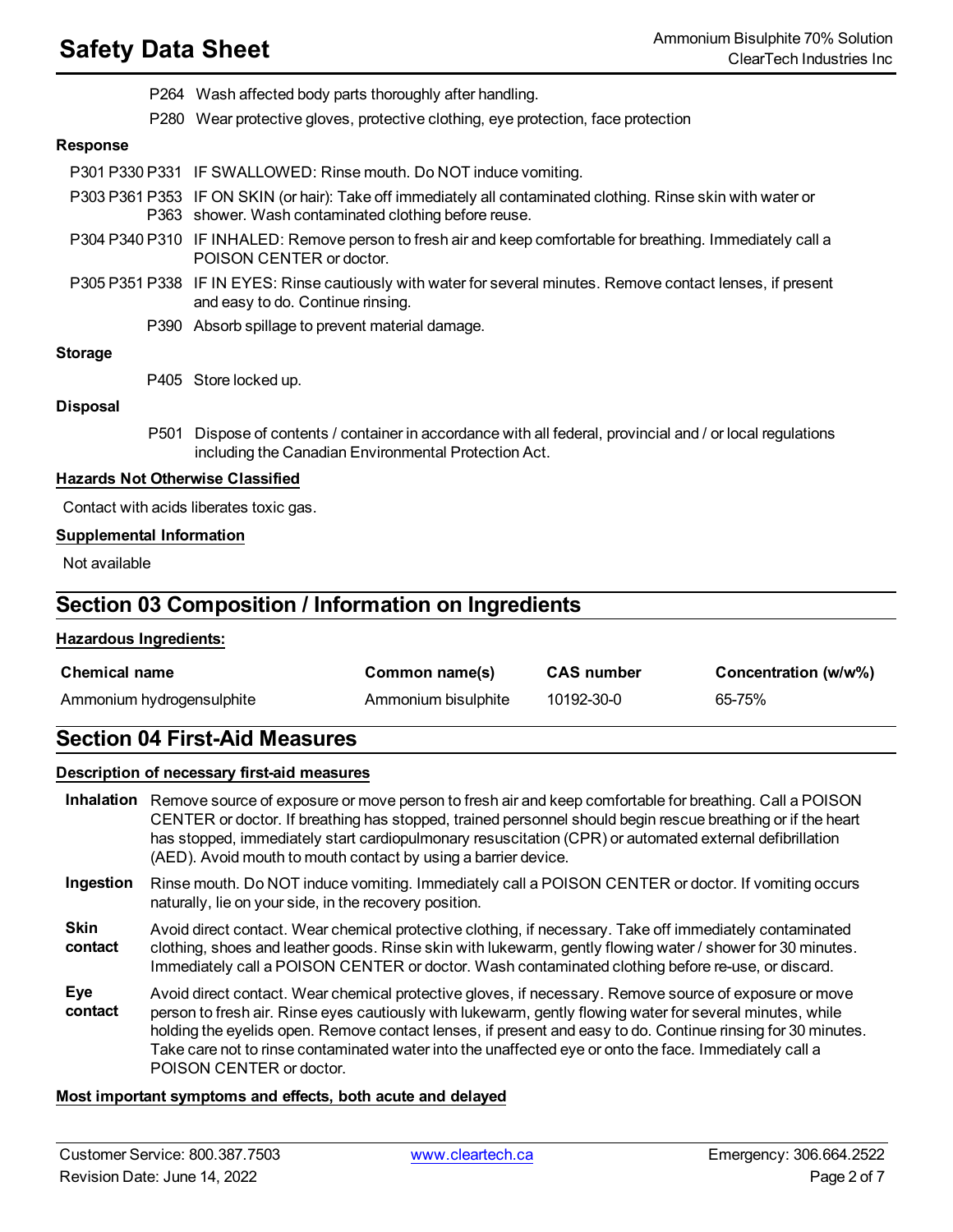P264 Wash affected body parts thoroughly after handling.

P280 Wear protective gloves, protective clothing, eye protection, face protection

**Response**

P301 P330 P331 IF SWALLOWED: Rinse mouth. Do NOT induce vomiting.

P303 P361 P353 P363 IF ON SKIN (or hair): Take off immediately all contaminated clothing. Rinse skin with water or shower. Wash contaminated clothing before reuse.

P304 P340 P310 IF INHALED: Remove person to fresh air and keep comfortable for breathing. Immediately call a POISON CENTER or doctor.

P305 P351 P338 IF IN EYES: Rinse cautiously with water for several minutes. Remove contact lenses, if present and easy to do. Continue rinsing.

P390 Absorb spillage to prevent material damage.

**Storage**

P405 Store locked up.

**Disposal**

P501 Dispose of contents / container in accordance with all federal, provincial and / or local regulations including the Canadian Environmental Protection Act.

**Hazards Not Otherwise Classified**

Contact with acids liberates toxic gas.

**Supplemental Information**

Not available

## Section 03 Composition / Information on Ingredients

**Hazardous Ingredients:**

| Chemical name | Common name(s) | CAS number | Concentration (w/w%) |
|---|---|---|---|
| Ammonium hydrogensulphite | Ammonium bisulphite | 10192-30-0 | 65-75% |

## Section 04 First-Aid Measures

**Description of necessary first-aid measures**

**Inhalation** Remove source of exposure or move person to fresh air and keep comfortable for breathing. Call a POISON CENTER or doctor. If breathing has stopped, trained personnel should begin rescue breathing or if the heart has stopped, immediately start cardiopulmonary resuscitation (CPR) or automated external defibrillation (AED). Avoid mouth to mouth contact by using a barrier device.

**Ingestion** Rinse mouth. Do NOT induce vomiting. Immediately call a POISON CENTER or doctor. If vomiting occurs naturally, lie on your side, in the recovery position.

**Skin contact** Avoid direct contact. Wear chemical protective clothing, if necessary. Take off immediately contaminated clothing, shoes and leather goods. Rinse skin with lukewarm, gently flowing water / shower for 30 minutes. Immediately call a POISON CENTER or doctor. Wash contaminated clothing before re-use, or discard.

**Eye contact** Avoid direct contact. Wear chemical protective gloves, if necessary. Remove source of exposure or move person to fresh air. Rinse eyes cautiously with lukewarm, gently flowing water for several minutes, while holding the eyelids open. Remove contact lenses, if present and easy to do. Continue rinsing for 30 minutes. Take care not to rinse contaminated water into the unaffected eye or onto the face. Immediately call a POISON CENTER or doctor.

**Most important symptoms and effects, both acute and delayed**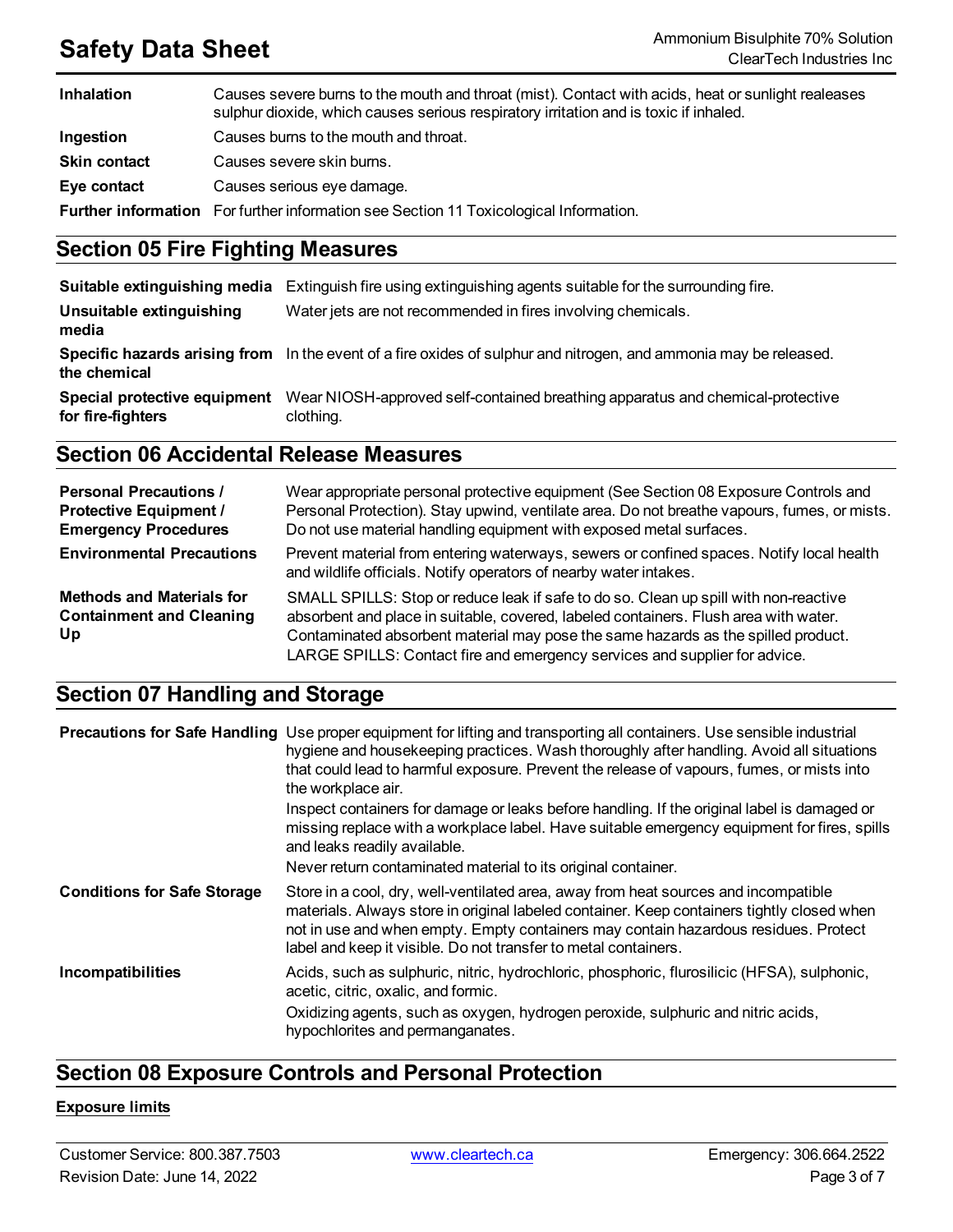| | |
|---|---|
| **Inhalation** | Causes severe burns to the mouth and throat (mist). Contact with acids, heat or sunlight realeases sulphur dioxide, which causes serious respiratory irritation and is toxic if inhaled. |
| **Ingestion** | Causes burns to the mouth and throat. |
| **Skin contact** | Causes severe skin burns. |
| **Eye contact** | Causes serious eye damage. |
| **Further information** | For further information see Section 11 Toxicological Information. |

## Section 05 Fire Fighting Measures

| | |
|---|---|
| **Suitable extinguishing media** | Extinguish fire using extinguishing agents suitable for the surrounding fire. |
| **Unsuitable extinguishing media** | Water jets are not recommended in fires involving chemicals. |
| **Specific hazards arising from the chemical** | In the event of a fire oxides of sulphur and nitrogen, and ammonia may be released. |
| **Special protective equipment for fire-fighters** | Wear NIOSH-approved self-contained breathing apparatus and chemical-protective clothing. |

## Section 06 Accidental Release Measures

| | |
|---|---|
| **Personal Precautions / Protective Equipment / Emergency Procedures** | Wear appropriate personal protective equipment (See Section 08 Exposure Controls and Personal Protection). Stay upwind, ventilate area. Do not breathe vapours, fumes, or mists. Do not use material handling equipment with exposed metal surfaces. |
| **Environmental Precautions** | Prevent material from entering waterways, sewers or confined spaces. Notify local health and wildlife officials. Notify operators of nearby water intakes. |
| **Methods and Materials for Containment and Cleaning Up** | SMALL SPILLS: Stop or reduce leak if safe to do so. Clean up spill with non-reactive absorbent and place in suitable, covered, labeled containers. Flush area with water. Contaminated absorbent material may pose the same hazards as the spilled product.<br>LARGE SPILLS: Contact fire and emergency services and supplier for advice. |

## Section 07 Handling and Storage

| | |
|---|---|
| **Precautions for Safe Handling** | Use proper equipment for lifting and transporting all containers. Use sensible industrial hygiene and housekeeping practices. Wash thoroughly after handling. Avoid all situations that could lead to harmful exposure. Prevent the release of vapours, fumes, or mists into the workplace air.<br>Inspect containers for damage or leaks before handling. If the original label is damaged or missing replace with a workplace label. Have suitable emergency equipment for fires, spills and leaks readily available.<br>Never return contaminated material to its original container. |
| **Conditions for Safe Storage** | Store in a cool, dry, well-ventilated area, away from heat sources and incompatible materials. Always store in original labeled container. Keep containers tightly closed when not in use and when empty. Empty containers may contain hazardous residues. Protect label and keep it visible. Do not transfer to metal containers. |
| **Incompatibilities** | Acids, such as sulphuric, nitric, hydrochloric, phosphoric, flurosilicic (HFSA), sulphonic, acetic, citric, oxalic, and formic.<br>Oxidizing agents, such as oxygen, hydrogen peroxide, sulphuric and nitric acids, hypochlorites and permanganates. |

## Section 08 Exposure Controls and Personal Protection

**Exposure limits**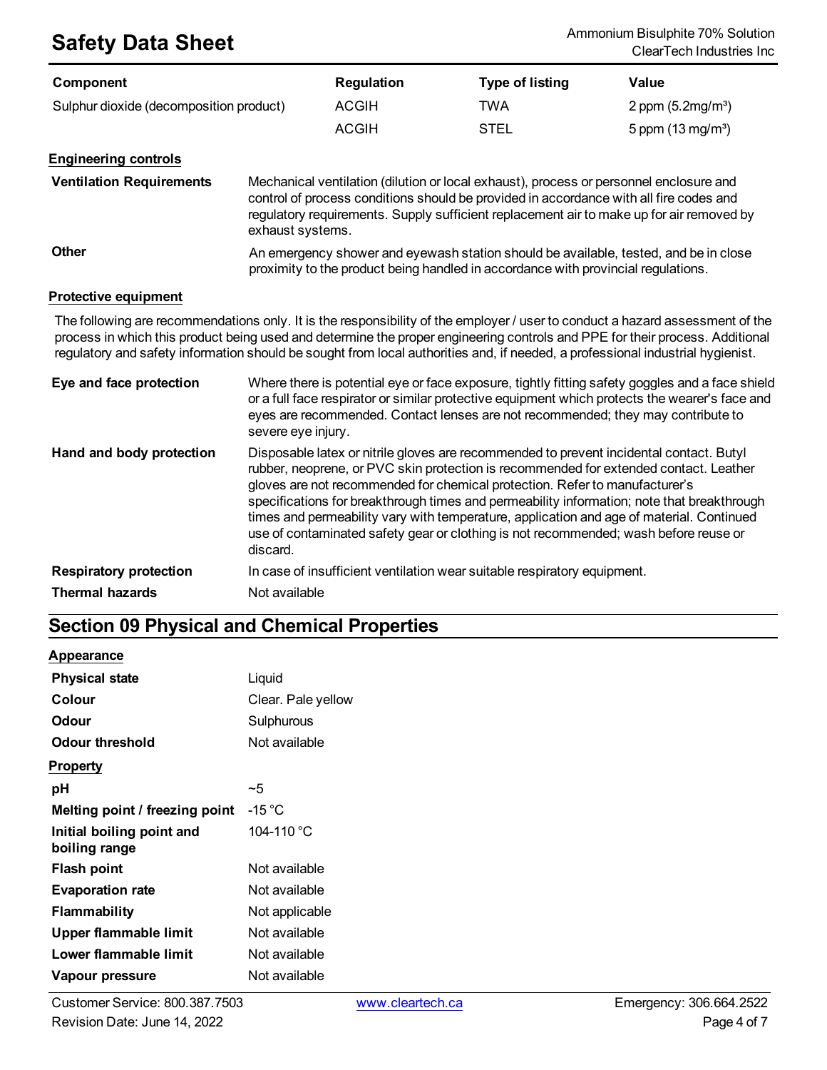| Component | Regulation | Type of listing | Value |
|---|---|---|---|
| Sulphur dioxide (decomposition product) | ACGIH | TWA | 2 ppm (5.2mg/m³) |
| | ACGIH | STEL | 5 ppm (13 mg/m³) |

**Engineering controls**

| | |
|---|---|
| **Ventilation Requirements** | Mechanical ventilation (dilution or local exhaust), process or personnel enclosure and control of process conditions should be provided in accordance with all fire codes and regulatory requirements. Supply sufficient replacement air to make up for air removed by exhaust systems. |
| **Other** | An emergency shower and eyewash station should be available, tested, and be in close proximity to the product being handled in accordance with provincial regulations. |

**Protective equipment**

The following are recommendations only. It is the responsibility of the employer / user to conduct a hazard assessment of the process in which this product being used and determine the proper engineering controls and PPE for their process. Additional regulatory and safety information should be sought from local authorities and, if needed, a professional industrial hygienist.

| | |
|---|---|
| **Eye and face protection** | Where there is potential eye or face exposure, tightly fitting safety goggles and a face shield or a full face respirator or similar protective equipment which protects the wearer's face and eyes are recommended. Contact lenses are not recommended; they may contribute to severe eye injury. |
| **Hand and body protection** | Disposable latex or nitrile gloves are recommended to prevent incidental contact. Butyl rubber, neoprene, or PVC skin protection is recommended for extended contact. Leather gloves are not recommended for chemical protection. Refer to manufacturer's specifications for breakthrough times and permeability information; note that breakthrough times and permeability vary with temperature, application and age of material. Continued use of contaminated safety gear or clothing is not recommended; wash before reuse or discard. |
| **Respiratory protection** | In case of insufficient ventilation wear suitable respiratory equipment. |
| **Thermal hazards** | Not available |

## Section 09 Physical and Chemical Properties

**Appearance**

| | |
|---|---|
| **Physical state** | Liquid |
| **Colour** | Clear. Pale yellow |
| **Odour** | Sulphurous |
| **Odour threshold** | Not available |

**Property**

| | |
|---|---|
| **pH** | ~5 |
| **Melting point / freezing point** | -15 °C |
| **Initial boiling point and boiling range** | 104-110 °C |
| **Flash point** | Not available |
| **Evaporation rate** | Not available |
| **Flammability** | Not applicable |
| **Upper flammable limit** | Not available |
| **Lower flammable limit** | Not available |
| **Vapour pressure** | Not available |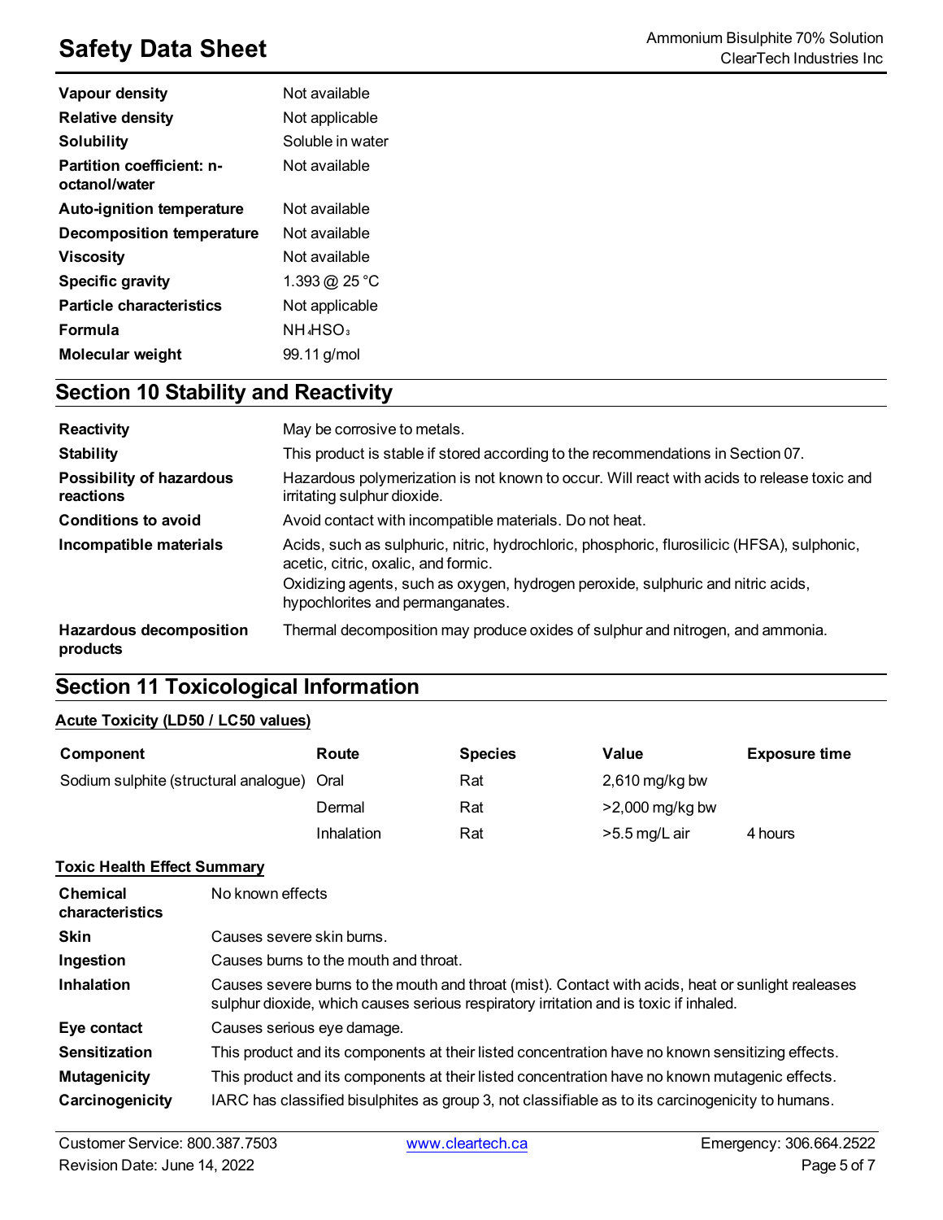| | |
|---|---|
| **Vapour density** | Not available |
| **Relative density** | Not applicable |
| **Solubility** | Soluble in water |
| **Partition coefficient: n-octanol/water** | Not available |
| **Auto-ignition temperature** | Not available |
| **Decomposition temperature** | Not available |
| **Viscosity** | Not available |
| **Specific gravity** | 1.393 @ 25 °C |
| **Particle characteristics** | Not applicable |
| **Formula** | $NH_4HSO_3$ |
| **Molecular weight** | 99.11 g/mol |

## Section 10 Stability and Reactivity

| | |
|---|---|
| **Reactivity** | May be corrosive to metals. |
| **Stability** | This product is stable if stored according to the recommendations in Section 07. |
| **Possibility of hazardous reactions** | Hazardous polymerization is not known to occur. Will react with acids to release toxic and irritating sulphur dioxide. |
| **Conditions to avoid** | Avoid contact with incompatible materials. Do not heat. |
| **Incompatible materials** | Acids, such as sulphuric, nitric, hydrochloric, phosphoric, flurosilicic (HFSA), sulphonic, acetic, citric, oxalic, and formic.<br>Oxidizing agents, such as oxygen, hydrogen peroxide, sulphuric and nitric acids, hypochlorites and permanganates. |
| **Hazardous decomposition products** | Thermal decomposition may produce oxides of sulphur and nitrogen, and ammonia. |

## Section 11 Toxicological Information

**Acute Toxicity (LD50 / LC50 values)**

| Component | Route | Species | Value | Exposure time |
|---|---|---|---|---|
| Sodium sulphite (structural analogue) | Oral | Rat | 2,610 mg/kg bw | |
| | Dermal | Rat | >2,000 mg/kg bw | |
| | Inhalation | Rat | >5.5 mg/L air | 4 hours |

**Toxic Health Effect Summary**

| | |
|---|---|
| **Chemical characteristics** | No known effects |
| **Skin** | Causes severe skin burns. |
| **Ingestion** | Causes burns to the mouth and throat. |
| **Inhalation** | Causes severe burns to the mouth and throat (mist). Contact with acids, heat or sunlight realeases sulphur dioxide, which causes serious respiratory irritation and is toxic if inhaled. |
| **Eye contact** | Causes serious eye damage. |
| **Sensitization** | This product and its components at their listed concentration have no known sensitizing effects. |
| **Mutagenicity** | This product and its components at their listed concentration have no known mutagenic effects. |
| **Carcinogenicity** | IARC has classified bisulphites as group 3, not classifiable as to its carcinogenicity to humans. |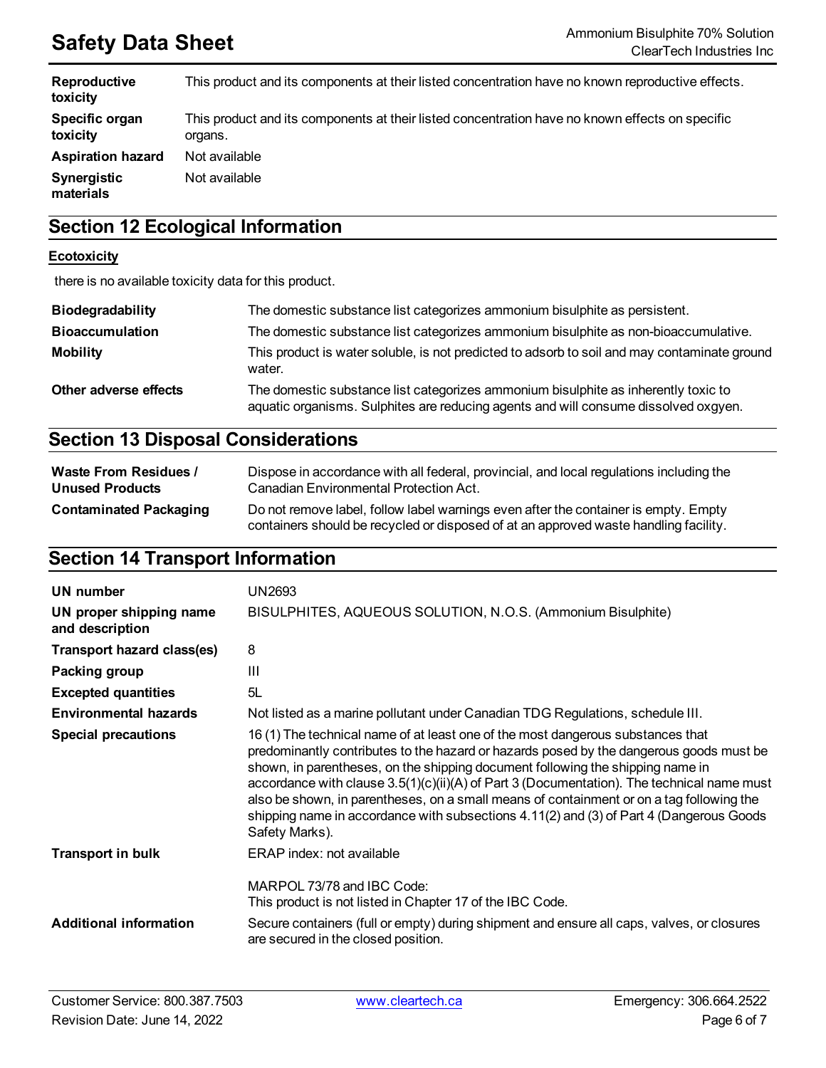| | |
|---|---|
| **Reproductive toxicity** | This product and its components at their listed concentration have no known reproductive effects. |
| **Specific organ toxicity** | This product and its components at their listed concentration have no known effects on specific organs. |
| **Aspiration hazard** | Not available |
| **Synergistic materials** | Not available |

## Section 12 Ecological Information

**Ecotoxicity**

there is no available toxicity data for this product.

| | |
|---|---|
| **Biodegradability** | The domestic substance list categorizes ammonium bisulphite as persistent. |
| **Bioaccumulation** | The domestic substance list categorizes ammonium bisulphite as non-bioaccumulative. |
| **Mobility** | This product is water soluble, is not predicted to adsorb to soil and may contaminate ground water. |
| **Other adverse effects** | The domestic substance list categorizes ammonium bisulphite as inherently toxic to aquatic organisms. Sulphites are reducing agents and will consume dissolved oxgyen. |

## Section 13 Disposal Considerations

| | |
|---|---|
| **Waste From Residues / Unused Products** | Dispose in accordance with all federal, provincial, and local regulations including the Canadian Environmental Protection Act. |
| **Contaminated Packaging** | Do not remove label, follow label warnings even after the container is empty. Empty containers should be recycled or disposed of at an approved waste handling facility. |

## Section 14 Transport Information

| | |
|---|---|
| **UN number** | UN2693 |
| **UN proper shipping name and description** | BISULPHITES, AQUEOUS SOLUTION, N.O.S. (Ammonium Bisulphite) |
| **Transport hazard class(es)** | 8 |
| **Packing group** | III |
| **Excepted quantities** | 5L |
| **Environmental hazards** | Not listed as a marine pollutant under Canadian TDG Regulations, schedule III. |
| **Special precautions** | 16 (1) The technical name of at least one of the most dangerous substances that predominantly contributes to the hazard or hazards posed by the dangerous goods must be shown, in parentheses, on the shipping document following the shipping name in accordance with clause 3.5(1)(c)(ii)(A) of Part 3 (Documentation). The technical name must also be shown, in parentheses, on a small means of containment or on a tag following the shipping name in accordance with subsections 4.11(2) and (3) of Part 4 (Dangerous Goods Safety Marks). |
| **Transport in bulk** | ERAP index: not available<br><br>MARPOL 73/78 and IBC Code:<br>This product is not listed in Chapter 17 of the IBC Code. |
| **Additional information** | Secure containers (full or empty) during shipment and ensure all caps, valves, or closures are secured in the closed position. |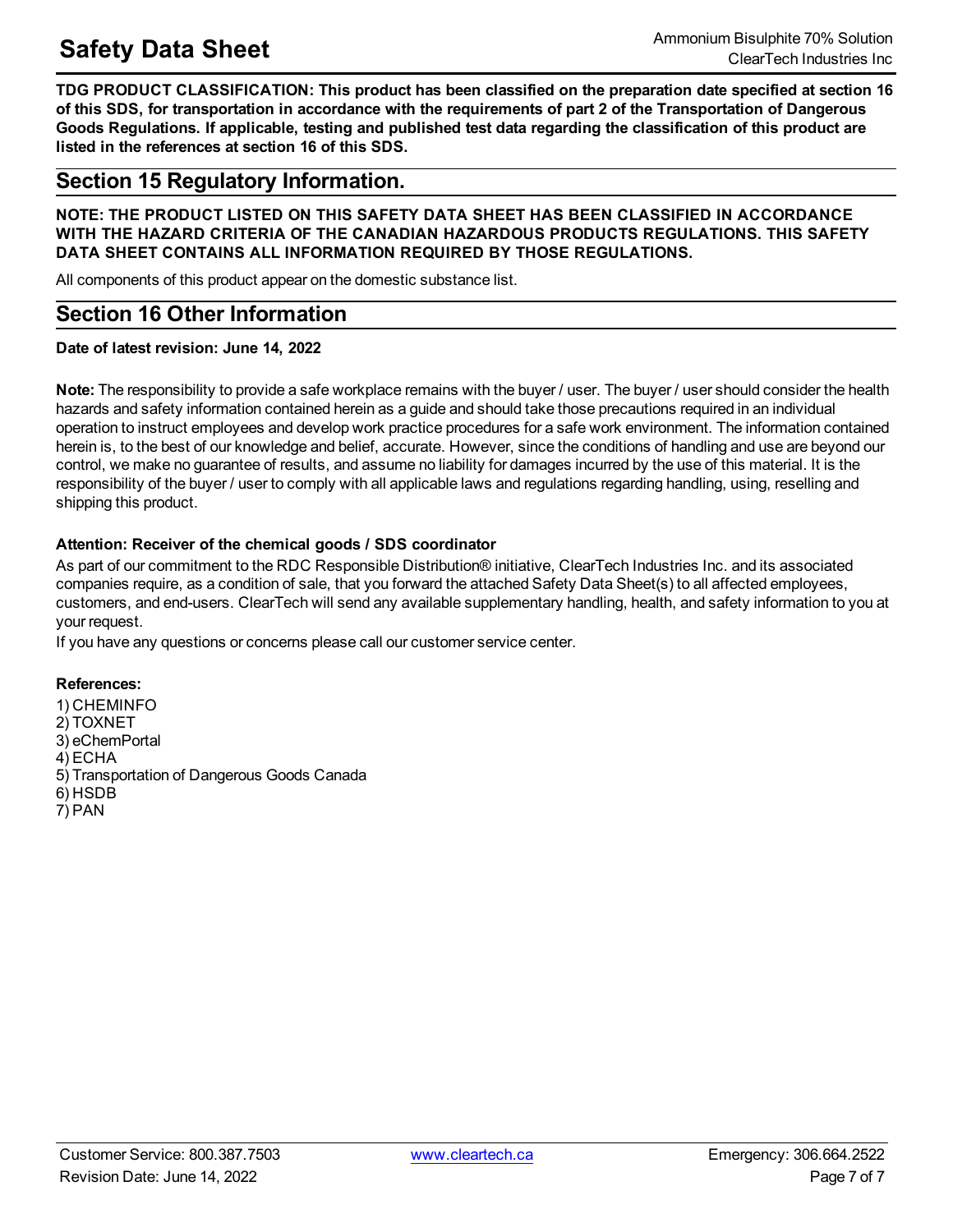**TDG PRODUCT CLASSIFICATION: This product has been classified on the preparation date specified at section 16 of this SDS, for transportation in accordance with the requirements of part 2 of the Transportation of Dangerous Goods Regulations. If applicable, testing and published test data regarding the classification of this product are listed in the references at section 16 of this SDS.**

## Section 15 Regulatory Information.

**NOTE: THE PRODUCT LISTED ON THIS SAFETY DATA SHEET HAS BEEN CLASSIFIED IN ACCORDANCE WITH THE HAZARD CRITERIA OF THE CANADIAN HAZARDOUS PRODUCTS REGULATIONS. THIS SAFETY DATA SHEET CONTAINS ALL INFORMATION REQUIRED BY THOSE REGULATIONS.**

All components of this product appear on the domestic substance list.

## Section 16 Other Information

**Date of latest revision: June 14, 2022**

**Note:** The responsibility to provide a safe workplace remains with the buyer / user. The buyer / user should consider the health hazards and safety information contained herein as a guide and should take those precautions required in an individual operation to instruct employees and develop work practice procedures for a safe work environment. The information contained herein is, to the best of our knowledge and belief, accurate. However, since the conditions of handling and use are beyond our control, we make no guarantee of results, and assume no liability for damages incurred by the use of this material. It is the responsibility of the buyer / user to comply with all applicable laws and regulations regarding handling, using, reselling and shipping this product.

**Attention: Receiver of the chemical goods / SDS coordinator**

As part of our commitment to the RDC Responsible Distribution® initiative, ClearTech Industries Inc. and its associated companies require, as a condition of sale, that you forward the attached Safety Data Sheet(s) to all affected employees, customers, and end-users. ClearTech will send any available supplementary handling, health, and safety information to you at your request.

If you have any questions or concerns please call our customer service center.

**References:**

1) CHEMINFO
2) TOXNET
3) eChemPortal
4) ECHA
5) Transportation of Dangerous Goods Canada
6) HSDB
7) PAN